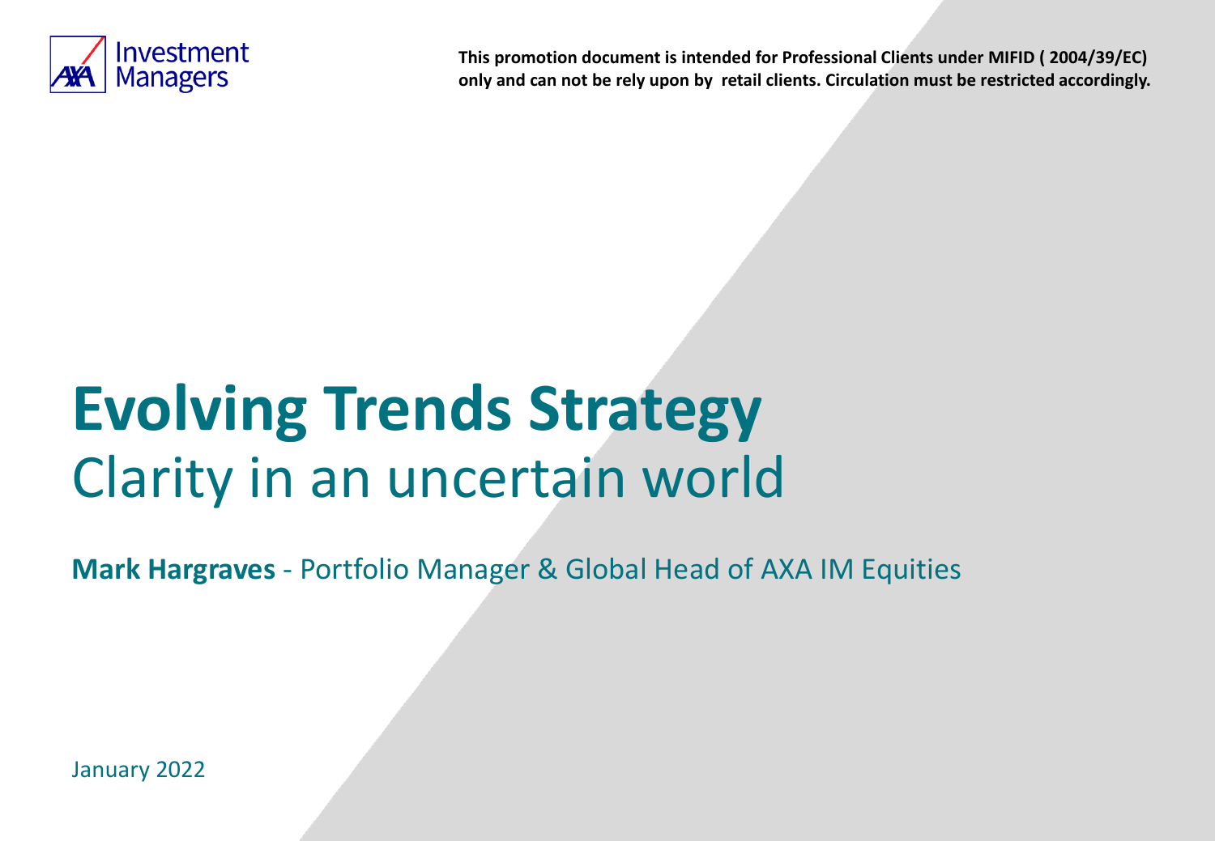AXA Investment Managers

**This promotion document is intended for Professional Clients under MIFID ( 2004/39/EC) only and can not be rely upon by retail clients. Circulation must be restricted accordingly.**

# Evolving Trends Strategy

## Clarity in an uncertain world

**Mark Hargraves** - Portfolio Manager & Global Head of AXA IM Equities

January 2022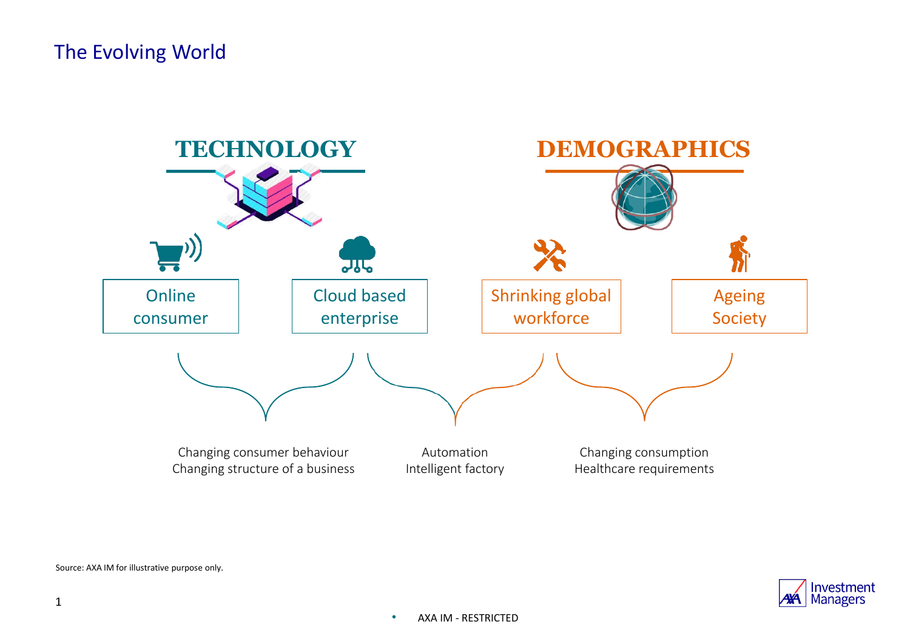# The Evolving World

## TECHNOLOGY

- Online consumer
- Cloud based enterprise

## DEMOGRAPHICS

- Shrinking global workforce
- Ageing Society

Changing consumer behaviour
Changing structure of a business

Automation
Intelligent factory

Changing consumption
Healthcare requirements

Source: AXA IM for illustrative purpose only.

AXA IM - RESTRICTED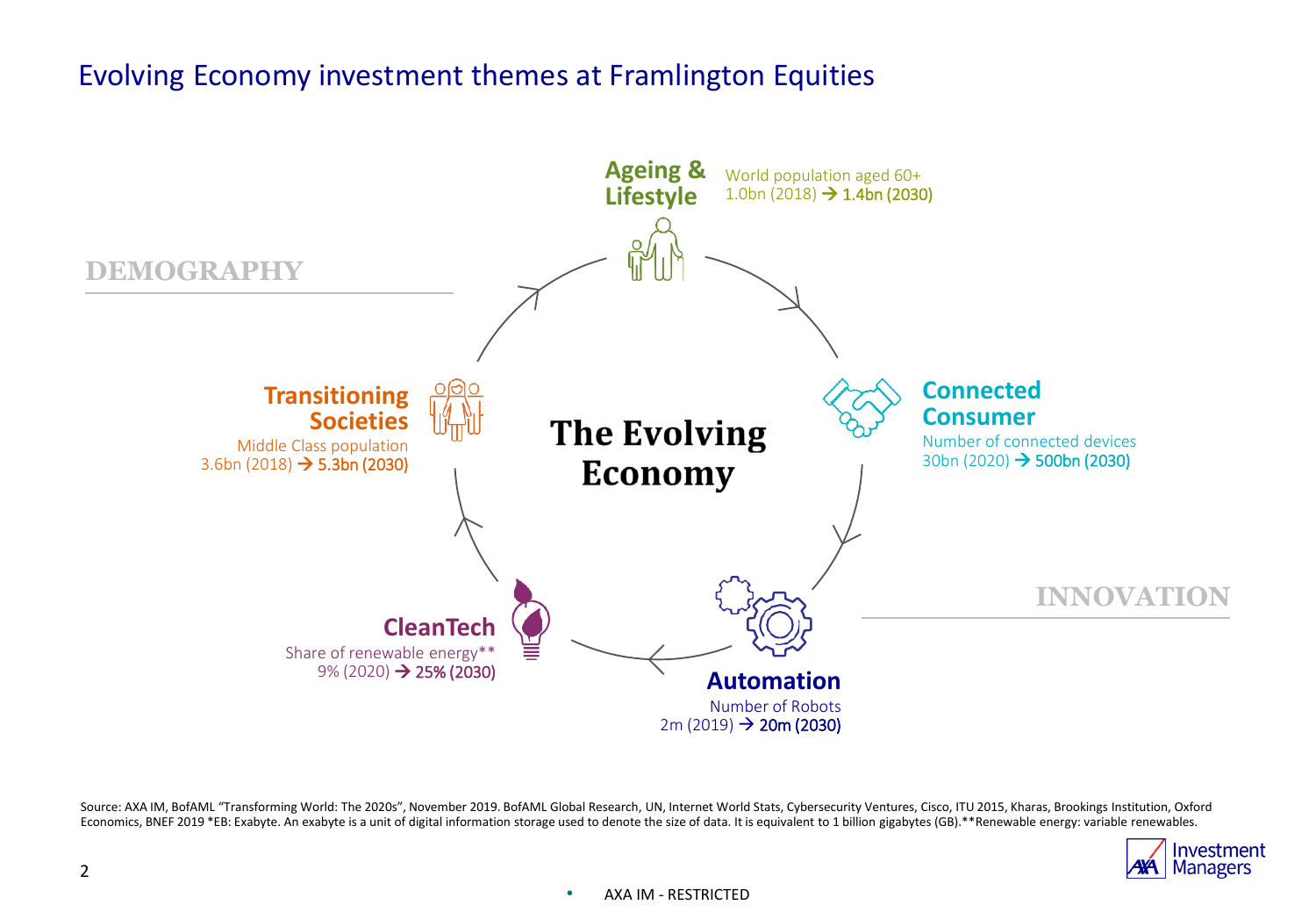# Evolving Economy investment themes at Framlington Equities

**DEMOGRAPHY**

**The Evolving Economy**

**Ageing & Lifestyle**
World population aged 60+
1.0bn (2018) → 1.4bn (2030)

**Connected Consumer**
Number of connected devices
30bn (2020) → 500bn (2030)

**Automation**
Number of Robots
2m (2019) → 20m (2030)

**CleanTech**
Share of renewable energy**
9% (2020) → 25% (2030)

**Transitioning Societies**
Middle Class population
3.6bn (2018) → 5.3bn (2030)

**INNOVATION**

Source: AXA IM, BofAML "Transforming World: The 2020s", November 2019. BofAML Global Research, UN, Internet World Stats, Cybersecurity Ventures, Cisco, ITU 2015, Kharas, Brookings Institution, Oxford Economics, BNEF 2019 *EB: Exabyte. An exabyte is a unit of digital information storage used to denote the size of data. It is equivalent to 1 billion gigabytes (GB).**Renewable energy: variable renewables.

AXA IM - RESTRICTED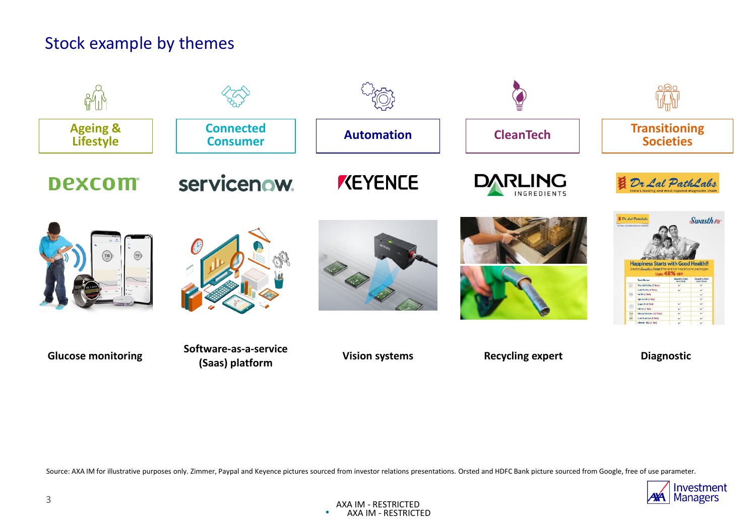# Stock example by themes

| Ageing & Lifestyle | Connected Consumer | Automation | CleanTech | Transitioning Societies |
|---|---|---|---|---|
| Dexcom | servicenow | KEYENCE | DARLING INGREDIENTS | Dr Lal PathLabs |
| Glucose monitoring | Software-as-a-service (Saas) platform | Vision systems | Recycling expert | Diagnostic |

Source: AXA IM for illustrative purposes only. Zimmer, Paypal and Keyence pictures sourced from investor relations presentations. Orsted and HDFC Bank picture sourced from Google, free of use parameter.

AXA IM - RESTRICTED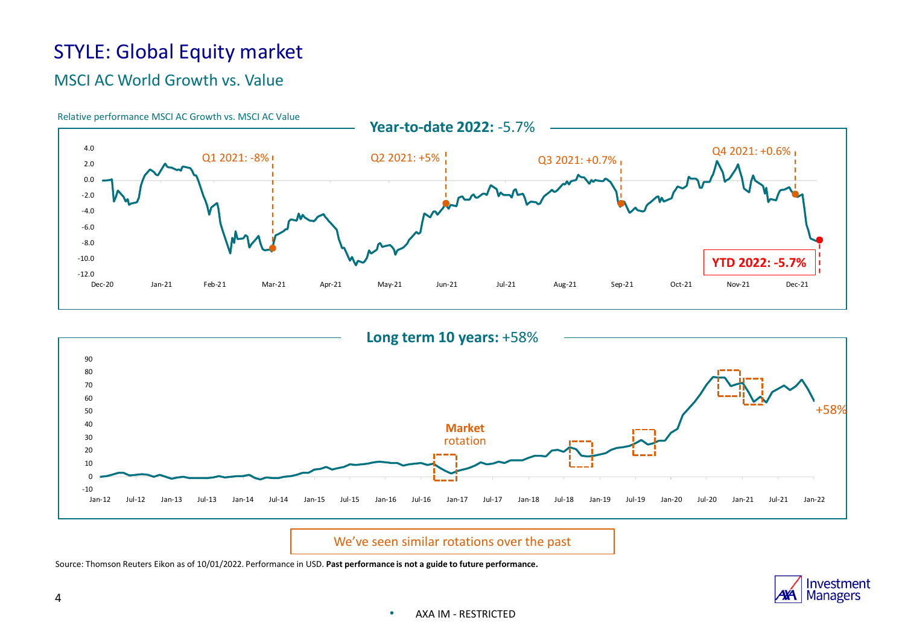# STYLE: Global Equity market

## MSCI AC World Growth vs. Value

Relative performance MSCI AC Growth vs. MSCI AC Value

**Year-to-date 2022:** -5.7%

Q1 2021: -8%

Q2 2021: +5%

Q3 2021: +0.7%

Q4 2021: +0.6%

**YTD 2022: -5.7%**

**Long term 10 years:** +58%

**Market** rotation

+58%

We've seen similar rotations over the past

Source: Thomson Reuters Eikon as of 10/01/2022. Performance in USD. **Past performance is not a guide to future performance.**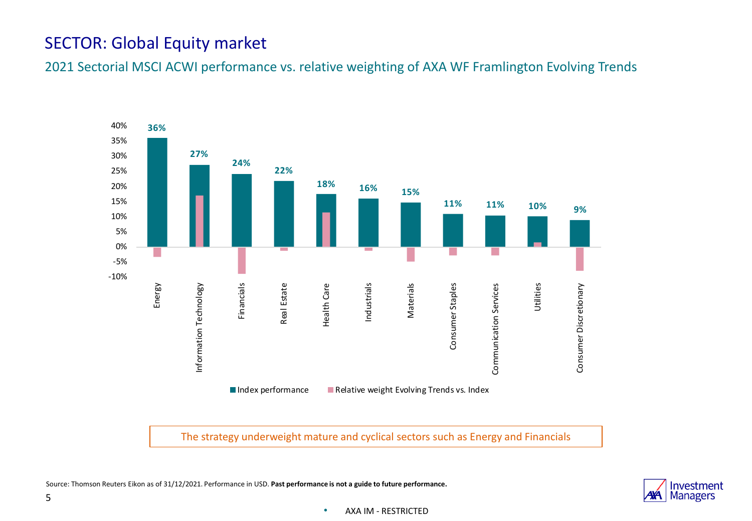# SECTOR: Global Equity market

## 2021 Sectorial MSCI ACWI performance vs. relative weighting of AXA WF Framlington Evolving Trends

| Sector | Index performance |
|---|---|
| Energy | 36% |
| Information Technology | 27% |
| Financials | 24% |
| Real Estate | 22% |
| Health Care | 18% |
| Industrials | 16% |
| Materials | 15% |
| Consumer Staples | 11% |
| Communication Services | 11% |
| Utilities | 10% |
| Consumer Discretionary | 9% |

Index performance · Relative weight Evolving Trends vs. Index

The strategy underweight mature and cyclical sectors such as Energy and Financials

Source: Thomson Reuters Eikon as of 31/12/2021. Performance in USD. **Past performance is not a guide to future performance.**

AXA IM - RESTRICTED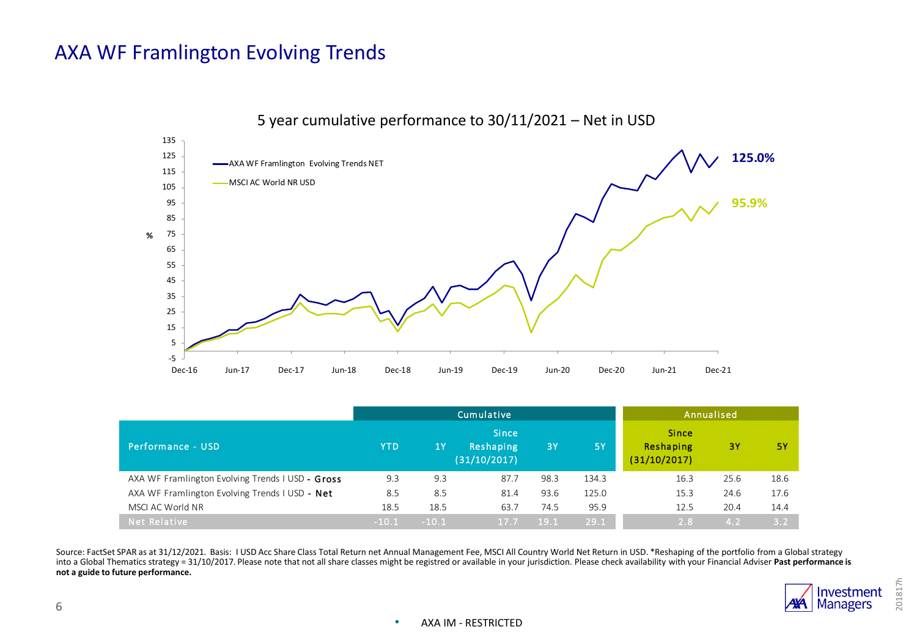# AXA WF Framlington Evolving Trends

5 year cumulative performance to 30/11/2021 – Net in USD

- AXA WF Framlington Evolving Trends NET: 125.0%
- MSCI AC World NR USD: 95.9%

| Performance - USD | Cumulative | | | | | Annualised | | |
|---|---|---|---|---|---|---|---|---|
| | YTD | 1Y | Since Reshaping (31/10/2017) | 3Y | 5Y | Since Reshaping (31/10/2017) | 3Y | 5Y |
| AXA WF Framlington Evolving Trends I USD - **Gross** | 9.3 | 9.3 | 87.7 | 98.3 | 134.3 | 16.3 | 25.6 | 18.6 |
| AXA WF Framlington Evolving Trends I USD - **Net** | 8.5 | 8.5 | 81.4 | 93.6 | 125.0 | 15.3 | 24.6 | 17.6 |
| MSCI AC World NR | 18.5 | 18.5 | 63.7 | 74.5 | 95.9 | 12.5 | 20.4 | 14.4 |
| Net Relative | -10.1 | -10.1 | 17.7 | 19.1 | 29.1 | 2.8 | 4.2 | 3.2 |

Source: FactSet SPAR as at 31/12/2021. Basis: I USD Acc Share Class Total Return net Annual Management Fee, MSCI All Country World Net Return in USD. *Reshaping of the portfolio from a Global strategy into a Global Thematics strategy = 31/10/2017. Please note that not all share classes might be registred or available in your jurisdiction. Please check availability with your Financial Adviser **Past performance is not a guide to future performance.**

AXA IM - RESTRICTED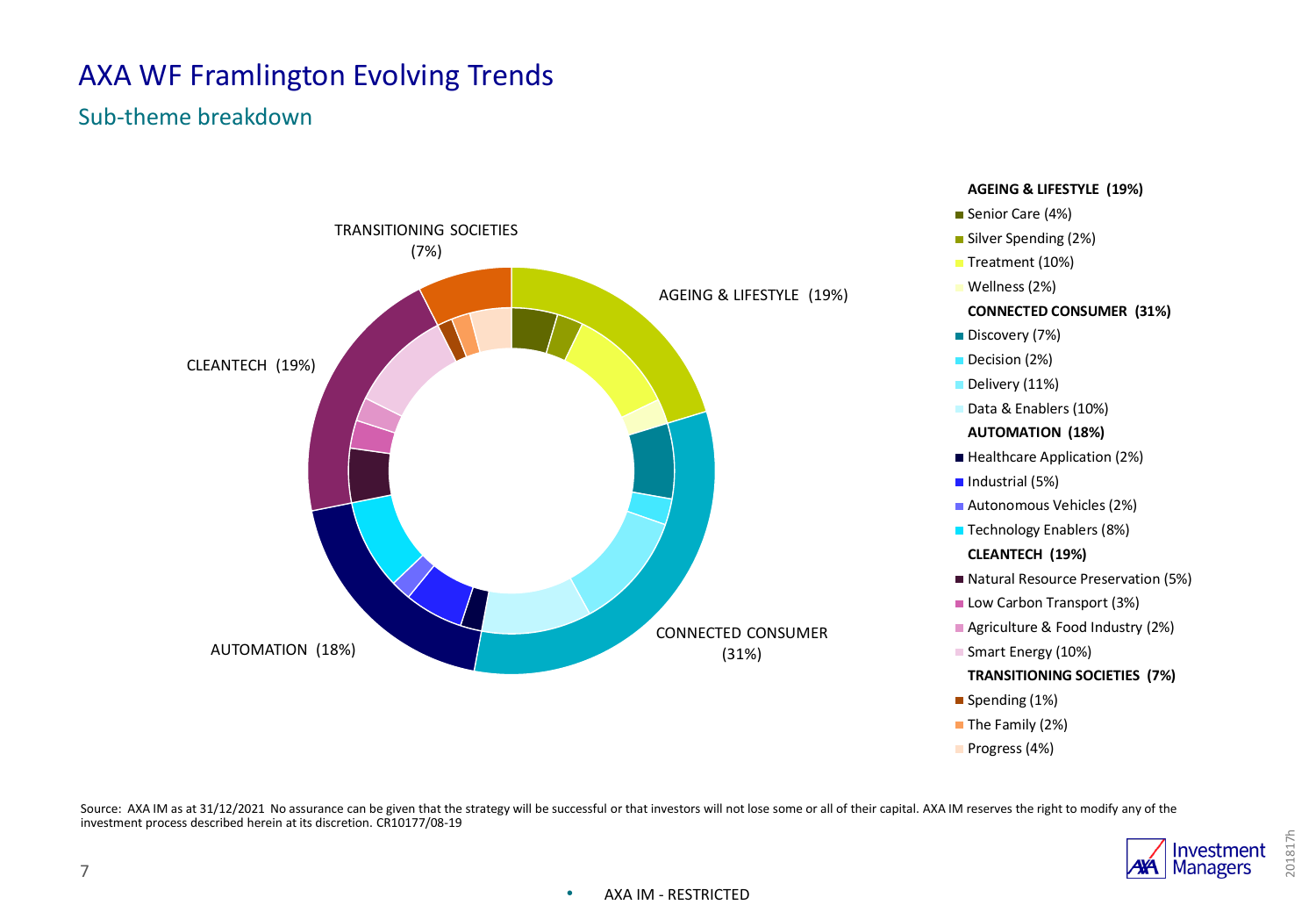# AXA WF Framlington Evolving Trends

## Sub-theme breakdown

TRANSITIONING SOCIETIES (7%)

AGEING & LIFESTYLE (19%)

CLEANTECH (19%)

AUTOMATION (18%)

CONNECTED CONSUMER (31%)

**AGEING & LIFESTYLE (19%)**

- Senior Care (4%)
- Silver Spending (2%)
- Treatment (10%)
- Wellness (2%)

**CONNECTED CONSUMER (31%)**

- Discovery (7%)
- Decision (2%)
- Delivery (11%)
- Data & Enablers (10%)

**AUTOMATION (18%)**

- Healthcare Application (2%)
- Industrial (5%)
- Autonomous Vehicles (2%)
- Technology Enablers (8%)

**CLEANTECH (19%)**

- Natural Resource Preservation (5%)
- Low Carbon Transport (3%)
- Agriculture & Food Industry (2%)
- Smart Energy (10%)

**TRANSITIONING SOCIETIES (7%)**

- Spending (1%)
- The Family (2%)
- Progress (4%)

Source: AXA IM as at 31/12/2021 No assurance can be given that the strategy will be successful or that investors will not lose some or all of their capital. AXA IM reserves the right to modify any of the investment process described herein at its discretion. CR10177/08-19

AXA IM - RESTRICTED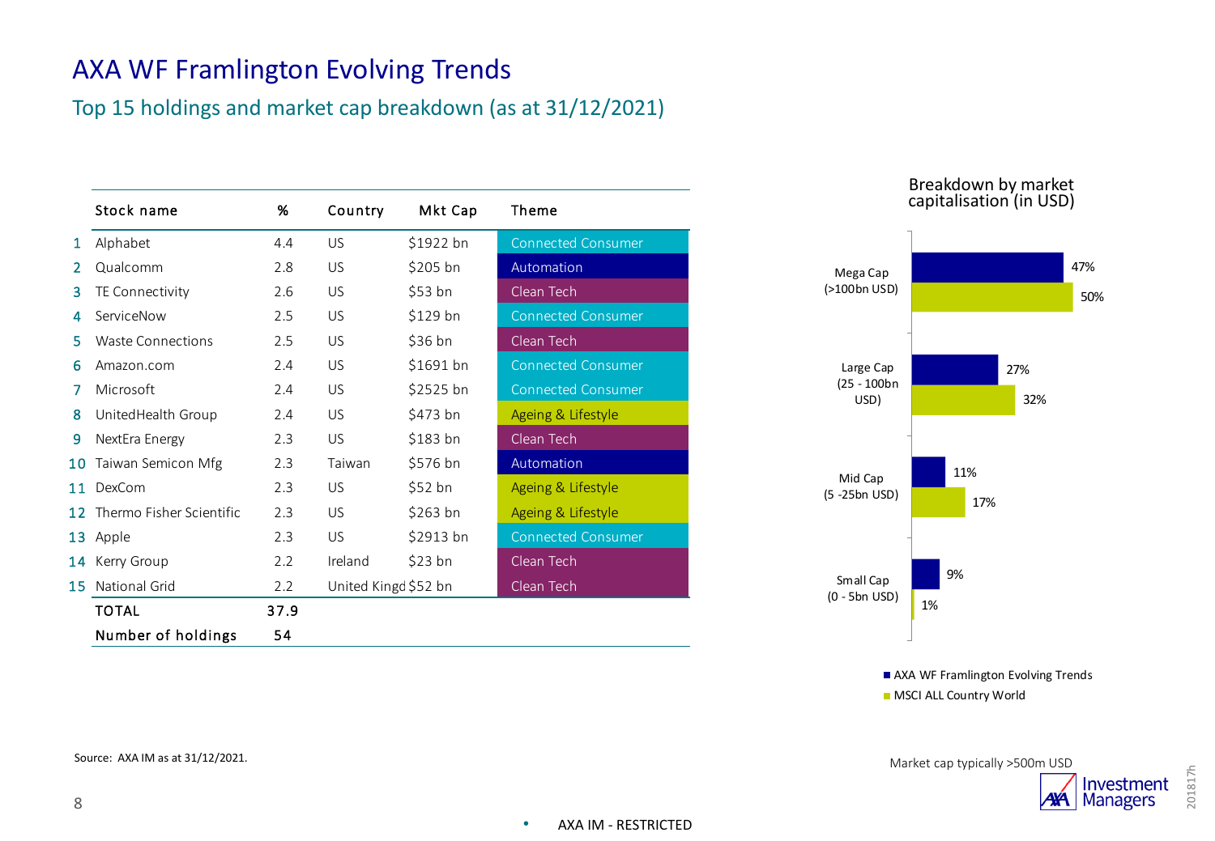# AXA WF Framlington Evolving Trends

## Top 15 holdings and market cap breakdown (as at 31/12/2021)

| | Stock name | % | Country | Mkt Cap | Theme |
|---|---|---|---|---|---|
| 1 | Alphabet | 4.4 | US | $1922 bn | Connected Consumer |
| 2 | Qualcomm | 2.8 | US | $205 bn | Automation |
| 3 | TE Connectivity | 2.6 | US | $53 bn | Clean Tech |
| 4 | ServiceNow | 2.5 | US | $129 bn | Connected Consumer |
| 5 | Waste Connections | 2.5 | US | $36 bn | Clean Tech |
| 6 | Amazon.com | 2.4 | US | $1691 bn | Connected Consumer |
| 7 | Microsoft | 2.4 | US | $2525 bn | Connected Consumer |
| 8 | UnitedHealth Group | 2.4 | US | $473 bn | Ageing & Lifestyle |
| 9 | NextEra Energy | 2.3 | US | $183 bn | Clean Tech |
| 10 | Taiwan Semicon Mfg | 2.3 | Taiwan | $576 bn | Automation |
| 11 | DexCom | 2.3 | US | $52 bn | Ageing & Lifestyle |
| 12 | Thermo Fisher Scientific | 2.3 | US | $263 bn | Ageing & Lifestyle |
| 13 | Apple | 2.3 | US | $2913 bn | Connected Consumer |
| 14 | Kerry Group | 2.2 | Ireland | $23 bn | Clean Tech |
| 15 | National Grid | 2.2 | United Kingd | $52 bn | Clean Tech |
| | **TOTAL** | **37.9** | | | |
| | **Number of holdings** | **54** | | | |

**Breakdown by market capitalisation (in USD)**

| | AXA WF Framlington Evolving Trends | MSCI ALL Country World |
|---|---|---|
| Mega Cap (>100bn USD) | 47% | 50% |
| Large Cap (25 - 100bn USD) | 27% | 32% |
| Mid Cap (5 -25bn USD) | 11% | 17% |
| Small Cap (0 - 5bn USD) | 9% | 1% |

Market cap typically >500m USD

Source: AXA IM as at 31/12/2021.

AXA IM - RESTRICTED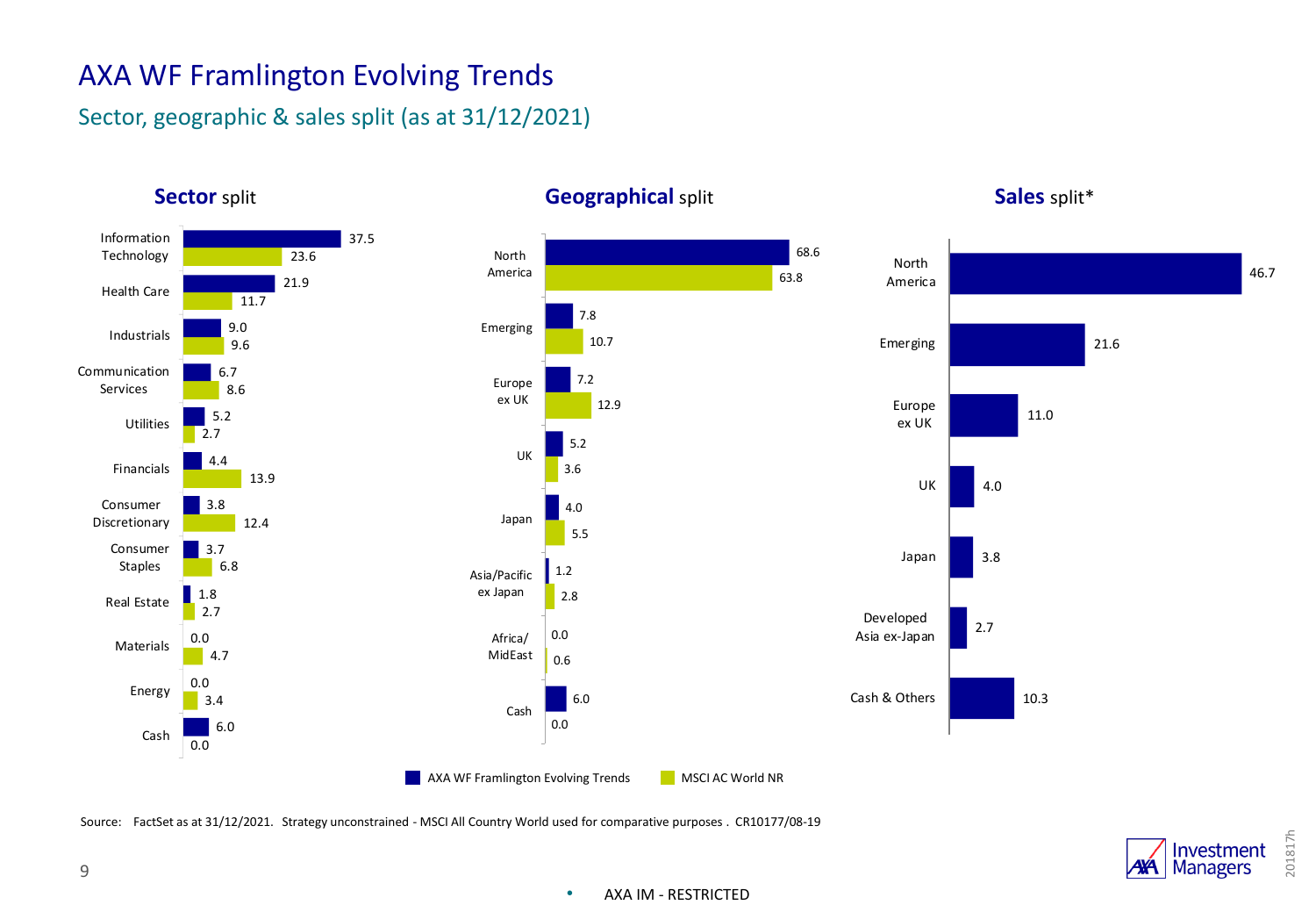# AXA WF Framlington Evolving Trends

## Sector, geographic & sales split (as at 31/12/2021)

### **Sector** split

| Sector | AXA WF Framlington Evolving Trends | MSCI AC World NR |
|---|---|---|
| Information Technology | 37.5 | 23.6 |
| Health Care | 21.9 | 11.7 |
| Industrials | 9.0 | 9.6 |
| Communication Services | 6.7 | 8.6 |
| Utilities | 5.2 | 2.7 |
| Financials | 4.4 | 13.9 |
| Consumer Discretionary | 3.8 | 12.4 |
| Consumer Staples | 3.7 | 6.8 |
| Real Estate | 1.8 | 2.7 |
| Materials | 0.0 | 4.7 |
| Energy | 0.0 | 3.4 |
| Cash | 6.0 | 0.0 |

### **Geographical** split

| Region | AXA WF Framlington Evolving Trends | MSCI AC World NR |
|---|---|---|
| North America | 68.6 | 63.8 |
| Emerging | 7.8 | 10.7 |
| Europe ex UK | 7.2 | 12.9 |
| UK | 5.2 | 3.6 |
| Japan | 4.0 | 5.5 |
| Asia/Pacific ex Japan | 1.2 | 2.8 |
| Africa/ MidEast | 0.0 | 0.6 |
| Cash | 6.0 | 0.0 |

### **Sales** split*

| Region | AXA WF Framlington Evolving Trends |
|---|---|
| North America | 46.7 |
| Emerging | 21.6 |
| Europe ex UK | 11.0 |
| UK | 4.0 |
| Japan | 3.8 |
| Developed Asia ex-Japan | 2.7 |
| Cash & Others | 10.3 |

Source: FactSet as at 31/12/2021. Strategy unconstrained - MSCI All Country World used for comparative purposes . CR10177/08-19

AXA IM - RESTRICTED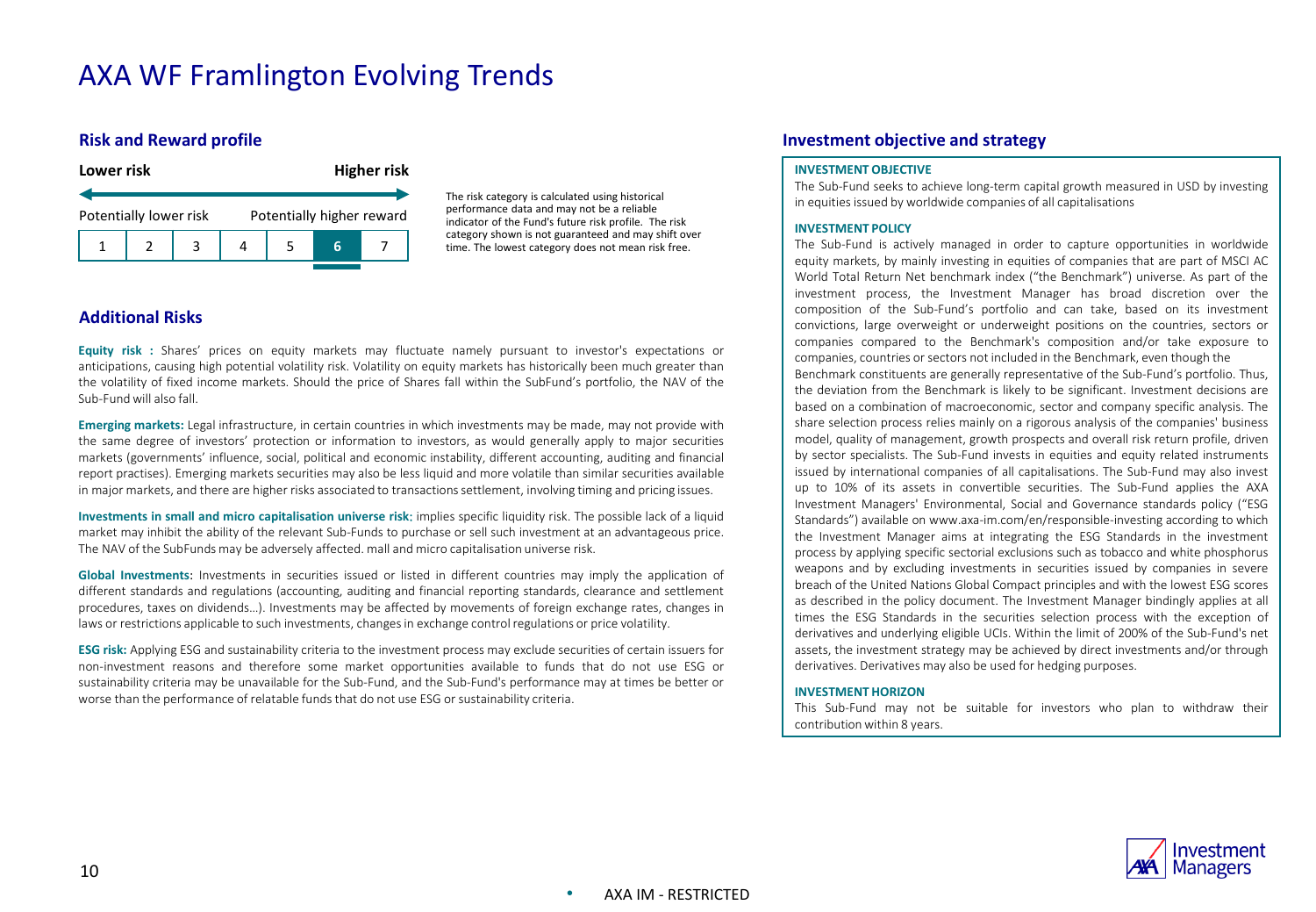# AXA WF Framlington Evolving Trends

## Risk and Reward profile

**Lower risk** — **Higher risk**

Potentially lower risk — Potentially higher reward

| 1 | 2 | 3 | 4 | 5 | **6** | 7 |
|---|---|---|---|---|---|---|

The risk category is calculated using historical performance data and may not be a reliable indicator of the Fund's future risk profile. The risk category shown is not guaranteed and may shift over time. The lowest category does not mean risk free.

## Additional Risks

**Equity risk :** Shares' prices on equity markets may fluctuate namely pursuant to investor's expectations or anticipations, causing high potential volatility risk. Volatility on equity markets has historically been much greater than the volatility of fixed income markets. Should the price of Shares fall within the SubFund's portfolio, the NAV of the Sub-Fund will also fall.

**Emerging markets:** Legal infrastructure, in certain countries in which investments may be made, may not provide with the same degree of investors' protection or information to investors, as would generally apply to major securities markets (governments' influence, social, political and economic instability, different accounting, auditing and financial report practises). Emerging markets securities may also be less liquid and more volatile than similar securities available in major markets, and there are higher risks associated to transactions settlement, involving timing and pricing issues.

**Investments in small and micro capitalisation universe risk**: implies specific liquidity risk. The possible lack of a liquid market may inhibit the ability of the relevant Sub-Funds to purchase or sell such investment at an advantageous price. The NAV of the SubFunds may be adversely affected. mall and micro capitalisation universe risk.

**Global Investments**: Investments in securities issued or listed in different countries may imply the application of different standards and regulations (accounting, auditing and financial reporting standards, clearance and settlement procedures, taxes on dividends…). Investments may be affected by movements of foreign exchange rates, changes in laws or restrictions applicable to such investments, changes in exchange control regulations or price volatility.

**ESG risk:** Applying ESG and sustainability criteria to the investment process may exclude securities of certain issuers for non-investment reasons and therefore some market opportunities available to funds that do not use ESG or sustainability criteria may be unavailable for the Sub-Fund, and the Sub-Fund's performance may at times be better or worse than the performance of relatable funds that do not use ESG or sustainability criteria.

## Investment objective and strategy

**INVESTMENT OBJECTIVE**

The Sub-Fund seeks to achieve long-term capital growth measured in USD by investing in equities issued by worldwide companies of all capitalisations

**INVESTMENT POLICY**

The Sub-Fund is actively managed in order to capture opportunities in worldwide equity markets, by mainly investing in equities of companies that are part of MSCI AC World Total Return Net benchmark index ("the Benchmark") universe. As part of the investment process, the Investment Manager has broad discretion over the composition of the Sub-Fund's portfolio and can take, based on its investment convictions, large overweight or underweight positions on the countries, sectors or companies compared to the Benchmark's composition and/or take exposure to companies, countries or sectors not included in the Benchmark, even though the Benchmark constituents are generally representative of the Sub-Fund's portfolio. Thus, the deviation from the Benchmark is likely to be significant. Investment decisions are based on a combination of macroeconomic, sector and company specific analysis. The share selection process relies mainly on a rigorous analysis of the companies' business model, quality of management, growth prospects and overall risk return profile, driven by sector specialists. The Sub-Fund invests in equities and equity related instruments issued by international companies of all capitalisations. The Sub-Fund may also invest up to 10% of its assets in convertible securities. The Sub-Fund applies the AXA Investment Managers' Environmental, Social and Governance standards policy ("ESG Standards") available on www.axa-im.com/en/responsible-investing according to which the Investment Manager aims at integrating the ESG Standards in the investment process by applying specific sectorial exclusions such as tobacco and white phosphorus weapons and by excluding investments in securities issued by companies in severe breach of the United Nations Global Compact principles and with the lowest ESG scores as described in the policy document. The Investment Manager bindingly applies at all times the ESG Standards in the securities selection process with the exception of derivatives and underlying eligible UCIs. Within the limit of 200% of the Sub-Fund's net assets, the investment strategy may be achieved by direct investments and/or through derivatives. Derivatives may also be used for hedging purposes.

**INVESTMENT HORIZON**

This Sub-Fund may not be suitable for investors who plan to withdraw their contribution within 8 years.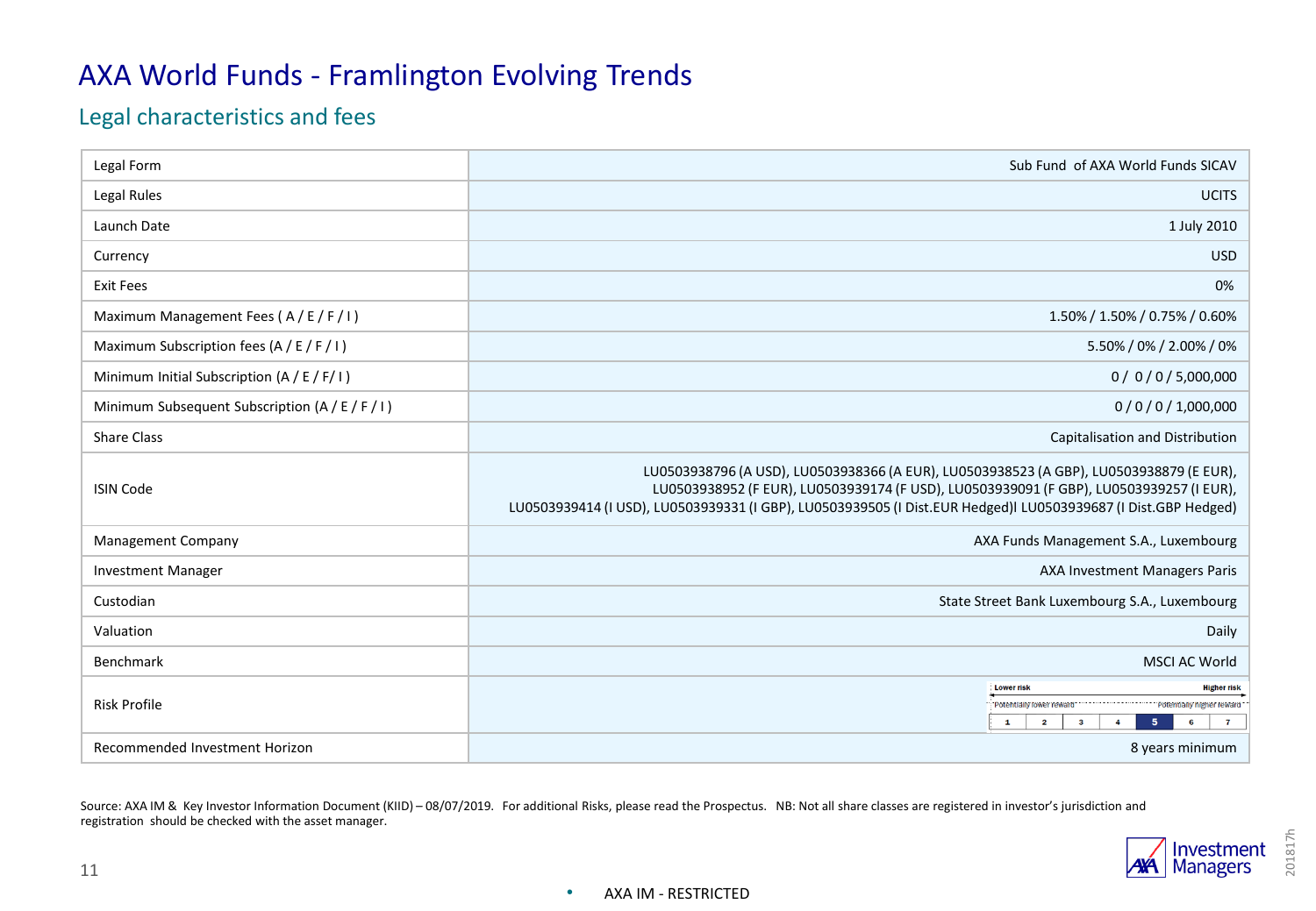# AXA World Funds - Framlington Evolving Trends

## Legal characteristics and fees

| | |
|---|---|
| Legal Form | Sub Fund of AXA World Funds SICAV |
| Legal Rules | UCITS |
| Launch Date | 1 July 2010 |
| Currency | USD |
| Exit Fees | 0% |
| Maximum Management Fees ( A / E / F / I ) | 1.50% / 1.50% / 0.75% / 0.60% |
| Maximum Subscription fees (A / E / F / I ) | 5.50% / 0% / 2.00% / 0% |
| Minimum Initial Subscription (A / E / F/ I ) | 0 / 0 / 0 / 5,000,000 |
| Minimum Subsequent Subscription (A / E / F / I ) | 0 / 0 / 0 / 1,000,000 |
| Share Class | Capitalisation and Distribution |
| ISIN Code | LU0503938796 (A USD), LU0503938366 (A EUR), LU0503938523 (A GBP), LU0503938879 (E EUR), LU0503938952 (F EUR), LU0503939174 (F USD), LU0503939091 (F GBP), LU0503939257 (I EUR), LU0503939414 (I USD), LU0503939331 (I GBP), LU0503939505 (I Dist.EUR Hedged)l LU0503939687 (I Dist.GBP Hedged) |
| Management Company | AXA Funds Management S.A., Luxembourg |
| Investment Manager | AXA Investment Managers Paris |
| Custodian | State Street Bank Luxembourg S.A., Luxembourg |
| Valuation | Daily |
| Benchmark | MSCI AC World |
| Risk Profile | Lower risk – Higher risk; Potentially lower reward – Potentially higher reward; 1 2 3 4 **5** 6 7 |
| Recommended Investment Horizon | 8 years minimum |

Source: AXA IM & Key Investor Information Document (KIID) – 08/07/2019. For additional Risks, please read the Prospectus. NB: Not all share classes are registered in investor's jurisdiction and registration should be checked with the asset manager.

AXA IM - RESTRICTED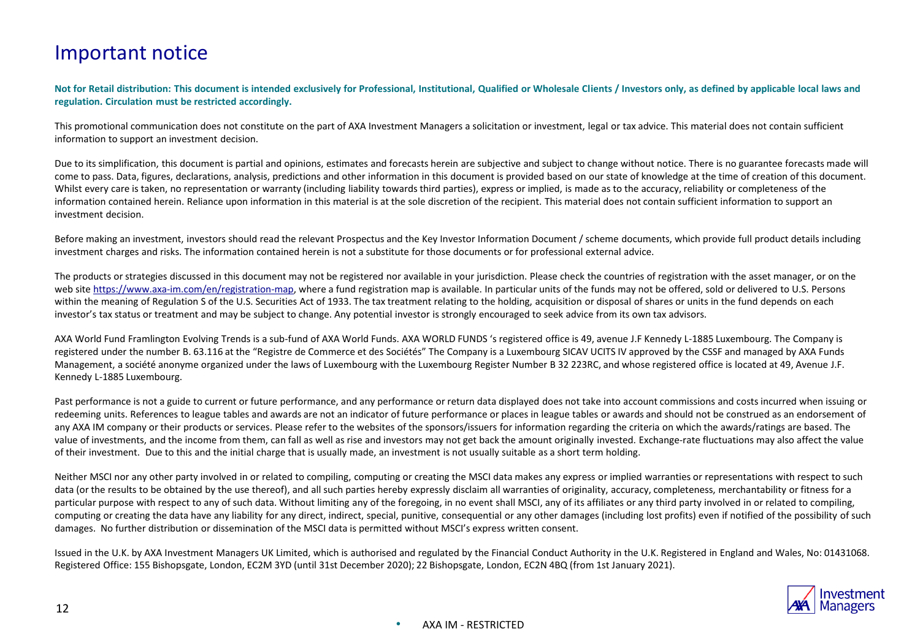# Important notice

**Not for Retail distribution: This document is intended exclusively for Professional, Institutional, Qualified or Wholesale Clients / Investors only, as defined by applicable local laws and regulation. Circulation must be restricted accordingly.**

This promotional communication does not constitute on the part of AXA Investment Managers a solicitation or investment, legal or tax advice. This material does not contain sufficient information to support an investment decision.

Due to its simplification, this document is partial and opinions, estimates and forecasts herein are subjective and subject to change without notice. There is no guarantee forecasts made will come to pass. Data, figures, declarations, analysis, predictions and other information in this document is provided based on our state of knowledge at the time of creation of this document. Whilst every care is taken, no representation or warranty (including liability towards third parties), express or implied, is made as to the accuracy, reliability or completeness of the information contained herein. Reliance upon information in this material is at the sole discretion of the recipient. This material does not contain sufficient information to support an investment decision.

Before making an investment, investors should read the relevant Prospectus and the Key Investor Information Document / scheme documents, which provide full product details including investment charges and risks. The information contained herein is not a substitute for those documents or for professional external advice.

The products or strategies discussed in this document may not be registered nor available in your jurisdiction. Please check the countries of registration with the asset manager, or on the web site https://www.axa-im.com/en/registration-map, where a fund registration map is available. In particular units of the funds may not be offered, sold or delivered to U.S. Persons within the meaning of Regulation S of the U.S. Securities Act of 1933. The tax treatment relating to the holding, acquisition or disposal of shares or units in the fund depends on each investor's tax status or treatment and may be subject to change. Any potential investor is strongly encouraged to seek advice from its own tax advisors.

AXA World Fund Framlington Evolving Trends is a sub-fund of AXA World Funds. AXA WORLD FUNDS 's registered office is 49, avenue J.F Kennedy L-1885 Luxembourg. The Company is registered under the number B. 63.116 at the "Registre de Commerce et des Sociétés" The Company is a Luxembourg SICAV UCITS IV approved by the CSSF and managed by AXA Funds Management, a société anonyme organized under the laws of Luxembourg with the Luxembourg Register Number B 32 223RC, and whose registered office is located at 49, Avenue J.F. Kennedy L-1885 Luxembourg.

Past performance is not a guide to current or future performance, and any performance or return data displayed does not take into account commissions and costs incurred when issuing or redeeming units. References to league tables and awards are not an indicator of future performance or places in league tables or awards and should not be construed as an endorsement of any AXA IM company or their products or services. Please refer to the websites of the sponsors/issuers for information regarding the criteria on which the awards/ratings are based. The value of investments, and the income from them, can fall as well as rise and investors may not get back the amount originally invested. Exchange-rate fluctuations may also affect the value of their investment. Due to this and the initial charge that is usually made, an investment is not usually suitable as a short term holding.

Neither MSCI nor any other party involved in or related to compiling, computing or creating the MSCI data makes any express or implied warranties or representations with respect to such data (or the results to be obtained by the use thereof), and all such parties hereby expressly disclaim all warranties of originality, accuracy, completeness, merchantability or fitness for a particular purpose with respect to any of such data. Without limiting any of the foregoing, in no event shall MSCI, any of its affiliates or any third party involved in or related to compiling, computing or creating the data have any liability for any direct, indirect, special, punitive, consequential or any other damages (including lost profits) even if notified of the possibility of such damages. No further distribution or dissemination of the MSCI data is permitted without MSCI's express written consent.

Issued in the U.K. by AXA Investment Managers UK Limited, which is authorised and regulated by the Financial Conduct Authority in the U.K. Registered in England and Wales, No: 01431068. Registered Office: 155 Bishopsgate, London, EC2M 3YD (until 31st December 2020); 22 Bishopsgate, London, EC2N 4BQ (from 1st January 2021).

AXA Investment Managers

AXA IM - RESTRICTED